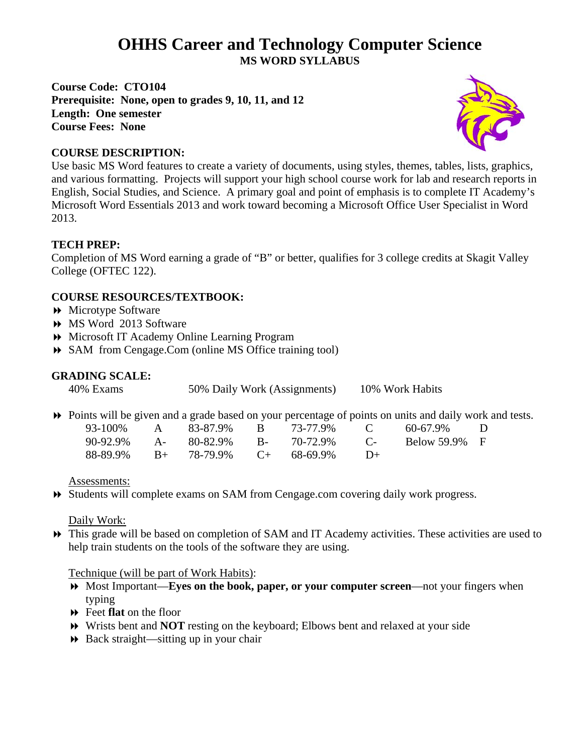# OHHS Career and Technology Computer Science

## MS WORD SYLLABUS

**Course Code: CTO104**
**Prerequisite: None, open to grades 9, 10, 11, and 12**
**Length: One semester**
**Course Fees: None**

### COURSE DESCRIPTION:

Use basic MS Word features to create a variety of documents, using styles, themes, tables, lists, graphics, and various formatting. Projects will support your high school course work for lab and research reports in English, Social Studies, and Science. A primary goal and point of emphasis is to complete IT Academy's Microsoft Word Essentials 2013 and work toward becoming a Microsoft Office User Specialist in Word 2013.

### TECH PREP:

Completion of MS Word earning a grade of "B" or better, qualifies for 3 college credits at Skagit Valley College (OFTEC 122).

### COURSE RESOURCES/TEXTBOOK:

- Microtype Software
- MS Word 2013 Software
- Microsoft IT Academy Online Learning Program
- SAM from Cengage.Com (online MS Office training tool)

### GRADING SCALE:

40% Exams | 50% Daily Work (Assignments) | 10% Work Habits

- Points will be given and a grade based on your percentage of points on units and daily work and tests.

| | | | | | | | |
|---|---|---|---|---|---|---|---|
| 93-100% | A | 83-87.9% | B | 73-77.9% | C | 60-67.9% | D |
| 90-92.9% | A- | 80-82.9% | B- | 70-72.9% | C- | Below 59.9% | F |
| 88-89.9% | B+ | 78-79.9% | C+ | 68-69.9% | D+ | | |

<u>Assessments:</u>

- Students will complete exams on SAM from Cengage.com covering daily work progress.

<u>Daily Work:</u>

- This grade will be based on completion of SAM and IT Academy activities. These activities are used to help train students on the tools of the software they are using.

<u>Technique (will be part of Work Habits)</u>:

- Most Important—**Eyes on the book, paper, or your computer screen**—not your fingers when typing
- Feet **flat** on the floor
- Wrists bent and **NOT** resting on the keyboard; Elbows bent and relaxed at your side
- Back straight—sitting up in your chair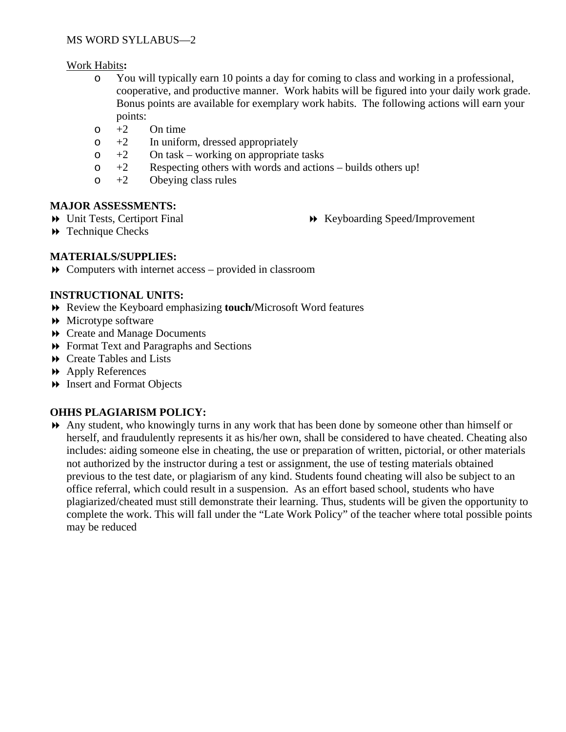Work Habits**:**

- You will typically earn 10 points a day for coming to class and working in a professional, cooperative, and productive manner. Work habits will be figured into your daily work grade. Bonus points are available for exemplary work habits. The following actions will earn your points:
- +2 On time
- +2 In uniform, dressed appropriately
- +2 On task – working on appropriate tasks
- +2 Respecting others with words and actions – builds others up!
- +2 Obeying class rules

**MAJOR ASSESSMENTS:**

- Unit Tests, Certiport Final
- Technique Checks
- Keyboarding Speed/Improvement

**MATERIALS/SUPPLIES:**

- Computers with internet access – provided in classroom

**INSTRUCTIONAL UNITS:**

- Review the Keyboard emphasizing **touch/**Microsoft Word features
- Microtype software
- Create and Manage Documents
- Format Text and Paragraphs and Sections
- Create Tables and Lists
- Apply References
- Insert and Format Objects

**OHHS PLAGIARISM POLICY:**

- Any student, who knowingly turns in any work that has been done by someone other than himself or herself, and fraudulently represents it as his/her own, shall be considered to have cheated. Cheating also includes: aiding someone else in cheating, the use or preparation of written, pictorial, or other materials not authorized by the instructor during a test or assignment, the use of testing materials obtained previous to the test date, or plagiarism of any kind. Students found cheating will also be subject to an office referral, which could result in a suspension. As an effort based school, students who have plagiarized/cheated must still demonstrate their learning. Thus, students will be given the opportunity to complete the work. This will fall under the "Late Work Policy" of the teacher where total possible points may be reduced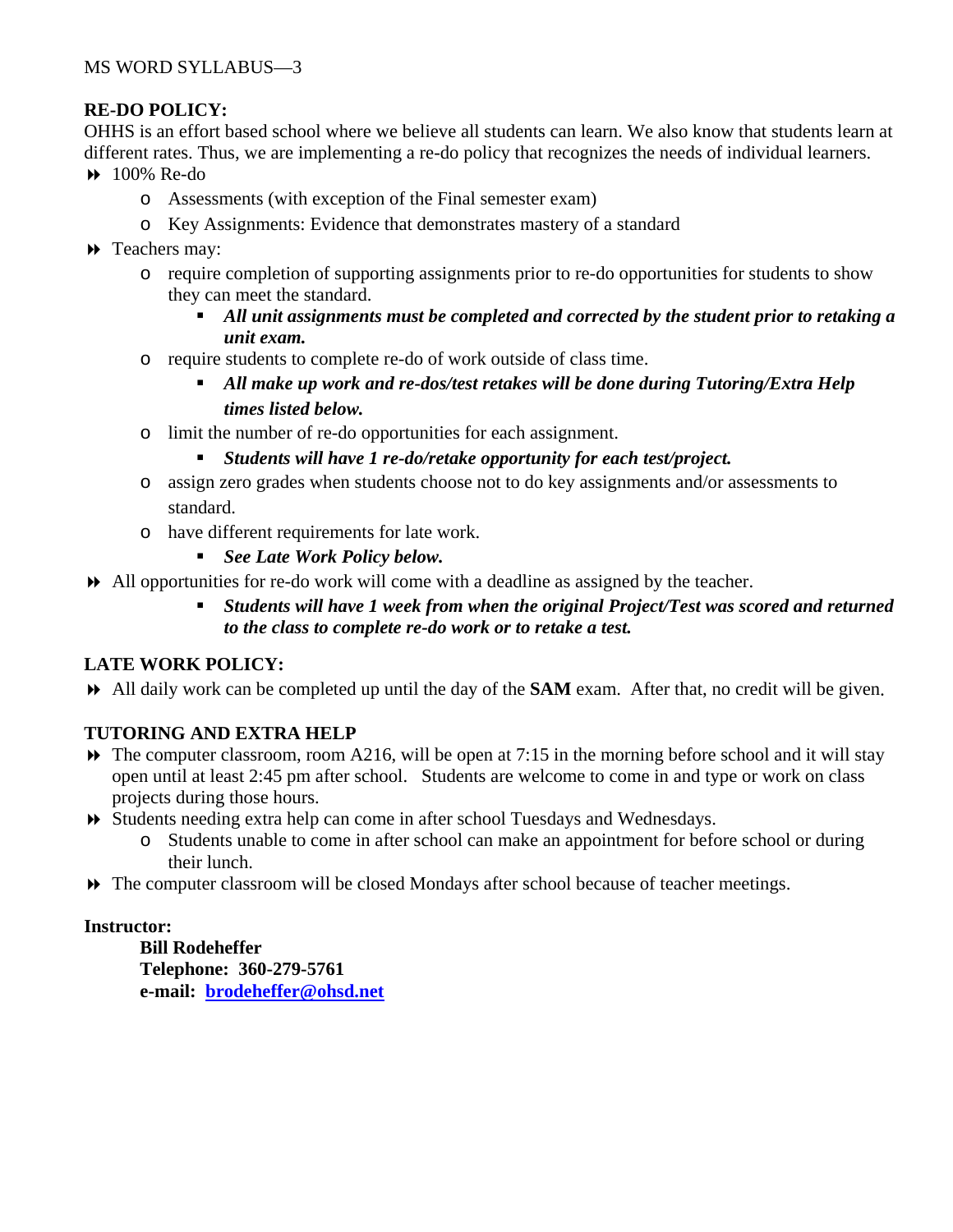**RE-DO POLICY:**

OHHS is an effort based school where we believe all students can learn. We also know that students learn at different rates. Thus, we are implementing a re-do policy that recognizes the needs of individual learners.

- 100% Re-do
  - Assessments (with exception of the Final semester exam)
  - Key Assignments: Evidence that demonstrates mastery of a standard
- Teachers may:
  - require completion of supporting assignments prior to re-do opportunities for students to show they can meet the standard.
    - ***All unit assignments must be completed and corrected by the student prior to retaking a unit exam.***
  - require students to complete re-do of work outside of class time.
    - ***All make up work and re-dos/test retakes will be done during Tutoring/Extra Help times listed below.***
  - limit the number of re-do opportunities for each assignment.
    - ***Students will have 1 re-do/retake opportunity for each test/project.***
  - assign zero grades when students choose not to do key assignments and/or assessments to standard.
  - have different requirements for late work.
    - ***See Late Work Policy below.***
- All opportunities for re-do work will come with a deadline as assigned by the teacher.
  - ***Students will have 1 week from when the original Project/Test was scored and returned to the class to complete re-do work or to retake a test.***

**LATE WORK POLICY:**

- All daily work can be completed up until the day of the **SAM** exam. After that, no credit will be given.

**TUTORING AND EXTRA HELP**

- The computer classroom, room A216, will be open at 7:15 in the morning before school and it will stay open until at least 2:45 pm after school. Students are welcome to come in and type or work on class projects during those hours.
- Students needing extra help can come in after school Tuesdays and Wednesdays.
  - Students unable to come in after school can make an appointment for before school or during their lunch.
- The computer classroom will be closed Mondays after school because of teacher meetings.

**Instructor:**

**Bill Rodeheffer**
**Telephone: 360-279-5761**
**e-mail: brodeheffer@ohsd.net**